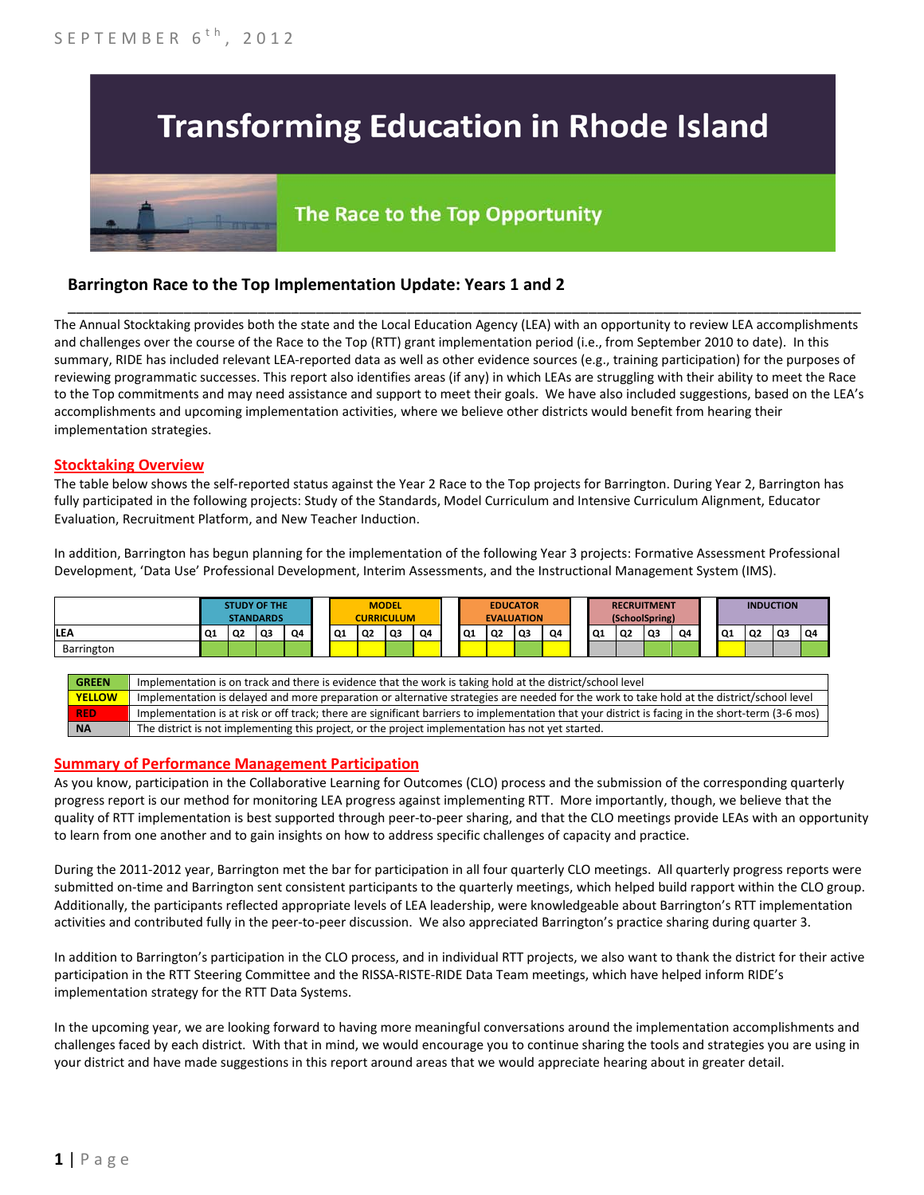SEPTEMBER 6th, 2012

# Transforming Education in Rhode Island

## The Race to the Top Opportunity

### Barrington Race to the Top Implementation Update: Years 1 and 2

The Annual Stocktaking provides both the state and the Local Education Agency (LEA) with an opportunity to review LEA accomplishments and challenges over the course of the Race to the Top (RTT) grant implementation period (i.e., from September 2010 to date). In this summary, RIDE has included relevant LEA-reported data as well as other evidence sources (e.g., training participation) for the purposes of reviewing programmatic successes. This report also identifies areas (if any) in which LEAs are struggling with their ability to meet the Race to the Top commitments and may need assistance and support to meet their goals. We have also included suggestions, based on the LEA's accomplishments and upcoming implementation activities, where we believe other districts would benefit from hearing their implementation strategies.

**Stocktaking Overview**

The table below shows the self-reported status against the Year 2 Race to the Top projects for Barrington. During Year 2, Barrington has fully participated in the following projects: Study of the Standards, Model Curriculum and Intensive Curriculum Alignment, Educator Evaluation, Recruitment Platform, and New Teacher Induction.

In addition, Barrington has begun planning for the implementation of the following Year 3 projects: Formative Assessment Professional Development, 'Data Use' Professional Development, Interim Assessments, and the Instructional Management System (IMS).

| | STUDY OF THE STANDARDS | | | | MODEL CURRICULUM | | | | EDUCATOR EVALUATION | | | | RECRUITMENT (SchoolSpring) | | | | INDUCTION | | | |
|---|---|---|---|---|---|---|---|---|---|---|---|---|---|---|---|---|---|---|---|---|
| LEA | Q1 | Q2 | Q3 | Q4 | Q1 | Q2 | Q3 | Q4 | Q1 | Q2 | Q3 | Q4 | Q1 | Q2 | Q3 | Q4 | Q1 | Q2 | Q3 | Q4 |
| Barrington | Green | Green | Green | Green | Yellow | Yellow | Green | Yellow | Yellow | Yellow | Green | Yellow | NA | NA | Green | Green | Yellow | NA | NA | Green |

| | |
|---|---|
| GREEN | Implementation is on track and there is evidence that the work is taking hold at the district/school level |
| YELLOW | Implementation is delayed and more preparation or alternative strategies are needed for the work to take hold at the district/school level |
| RED | Implementation is at risk or off track; there are significant barriers to implementation that your district is facing in the short-term (3-6 mos) |
| NA | The district is not implementing this project, or the project implementation has not yet started. |

**Summary of Performance Management Participation**

As you know, participation in the Collaborative Learning for Outcomes (CLO) process and the submission of the corresponding quarterly progress report is our method for monitoring LEA progress against implementing RTT. More importantly, though, we believe that the quality of RTT implementation is best supported through peer-to-peer sharing, and that the CLO meetings provide LEAs with an opportunity to learn from one another and to gain insights on how to address specific challenges of capacity and practice.

During the 2011-2012 year, Barrington met the bar for participation in all four quarterly CLO meetings. All quarterly progress reports were submitted on-time and Barrington sent consistent participants to the quarterly meetings, which helped build rapport within the CLO group. Additionally, the participants reflected appropriate levels of LEA leadership, were knowledgeable about Barrington's RTT implementation activities and contributed fully in the peer-to-peer discussion. We also appreciated Barrington's practice sharing during quarter 3.

In addition to Barrington's participation in the CLO process, and in individual RTT projects, we also want to thank the district for their active participation in the RTT Steering Committee and the RISSA-RISTE-RIDE Data Team meetings, which have helped inform RIDE's implementation strategy for the RTT Data Systems.

In the upcoming year, we are looking forward to having more meaningful conversations around the implementation accomplishments and challenges faced by each district. With that in mind, we would encourage you to continue sharing the tools and strategies you are using in your district and have made suggestions in this report around areas that we would appreciate hearing about in greater detail.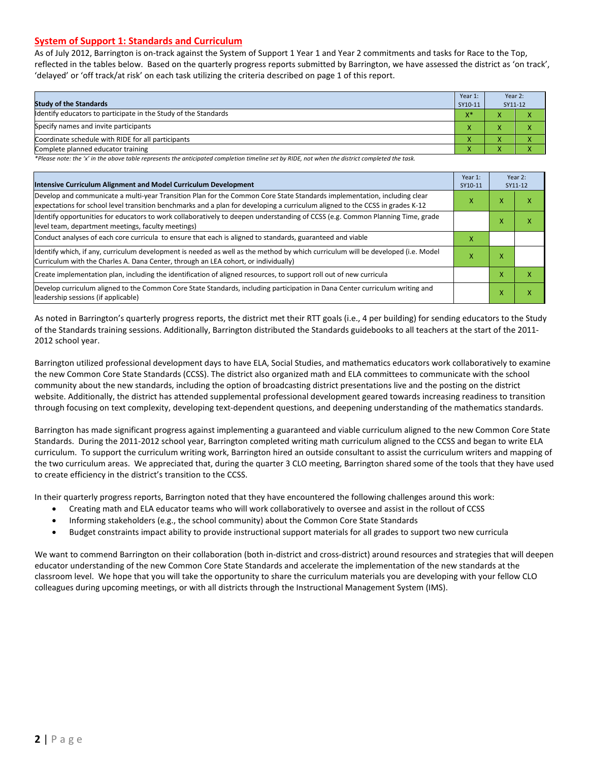## System of Support 1: Standards and Curriculum

As of July 2012, Barrington is on-track against the System of Support 1 Year 1 and Year 2 commitments and tasks for Race to the Top, reflected in the tables below. Based on the quarterly progress reports submitted by Barrington, we have assessed the district as 'on track', 'delayed' or 'off track/at risk' on each task utilizing the criteria described on page 1 of this report.

| Study of the Standards | Year 1: SY10-11 | Year 2: SY11-12 | |
|---|---|---|---|
| Identify educators to participate in the Study of the Standards | X* | X | X |
| Specify names and invite participants | X | X | X |
| Coordinate schedule with RIDE for all participants | X | X | X |
| Complete planned educator training | X | X | X |

*Please note: the 'x' in the above table represents the anticipated completion timeline set by RIDE, not when the district completed the task.*

| Intensive Curriculum Alignment and Model Curriculum Development | Year 1: SY10-11 | Year 2: SY11-12 | |
|---|---|---|---|
| Develop and communicate a multi-year Transition Plan for the Common Core State Standards implementation, including clear expectations for school level transition benchmarks and a plan for developing a curriculum aligned to the CCSS in grades K-12 | X | X | X |
| Identify opportunities for educators to work collaboratively to deepen understanding of CCSS (e.g. Common Planning Time, grade level team, department meetings, faculty meetings) | | X | X |
| Conduct analyses of each core curricula to ensure that each is aligned to standards, guaranteed and viable | X | | |
| Identify which, if any, curriculum development is needed as well as the method by which curriculum will be developed (i.e. Model Curriculum with the Charles A. Dana Center, through an LEA cohort, or individually) | X | X | |
| Create implementation plan, including the identification of aligned resources, to support roll out of new curricula | | X | X |
| Develop curriculum aligned to the Common Core State Standards, including participation in Dana Center curriculum writing and leadership sessions (if applicable) | | X | X |

As noted in Barrington's quarterly progress reports, the district met their RTT goals (i.e., 4 per building) for sending educators to the Study of the Standards training sessions. Additionally, Barrington distributed the Standards guidebooks to all teachers at the start of the 2011-2012 school year.

Barrington utilized professional development days to have ELA, Social Studies, and mathematics educators work collaboratively to examine the new Common Core State Standards (CCSS). The district also organized math and ELA committees to communicate with the school community about the new standards, including the option of broadcasting district presentations live and the posting on the district website. Additionally, the district has attended supplemental professional development geared towards increasing readiness to transition through focusing on text complexity, developing text-dependent questions, and deepening understanding of the mathematics standards.

Barrington has made significant progress against implementing a guaranteed and viable curriculum aligned to the new Common Core State Standards. During the 2011-2012 school year, Barrington completed writing math curriculum aligned to the CCSS and began to write ELA curriculum. To support the curriculum writing work, Barrington hired an outside consultant to assist the curriculum writers and mapping of the two curriculum areas. We appreciated that, during the quarter 3 CLO meeting, Barrington shared some of the tools that they have used to create efficiency in the district's transition to the CCSS.

In their quarterly progress reports, Barrington noted that they have encountered the following challenges around this work:

- Creating math and ELA educator teams who will work collaboratively to oversee and assist in the rollout of CCSS
- Informing stakeholders (e.g., the school community) about the Common Core State Standards
- Budget constraints impact ability to provide instructional support materials for all grades to support two new curricula

We want to commend Barrington on their collaboration (both in-district and cross-district) around resources and strategies that will deepen educator understanding of the new Common Core State Standards and accelerate the implementation of the new standards at the classroom level. We hope that you will take the opportunity to share the curriculum materials you are developing with your fellow CLO colleagues during upcoming meetings, or with all districts through the Instructional Management System (IMS).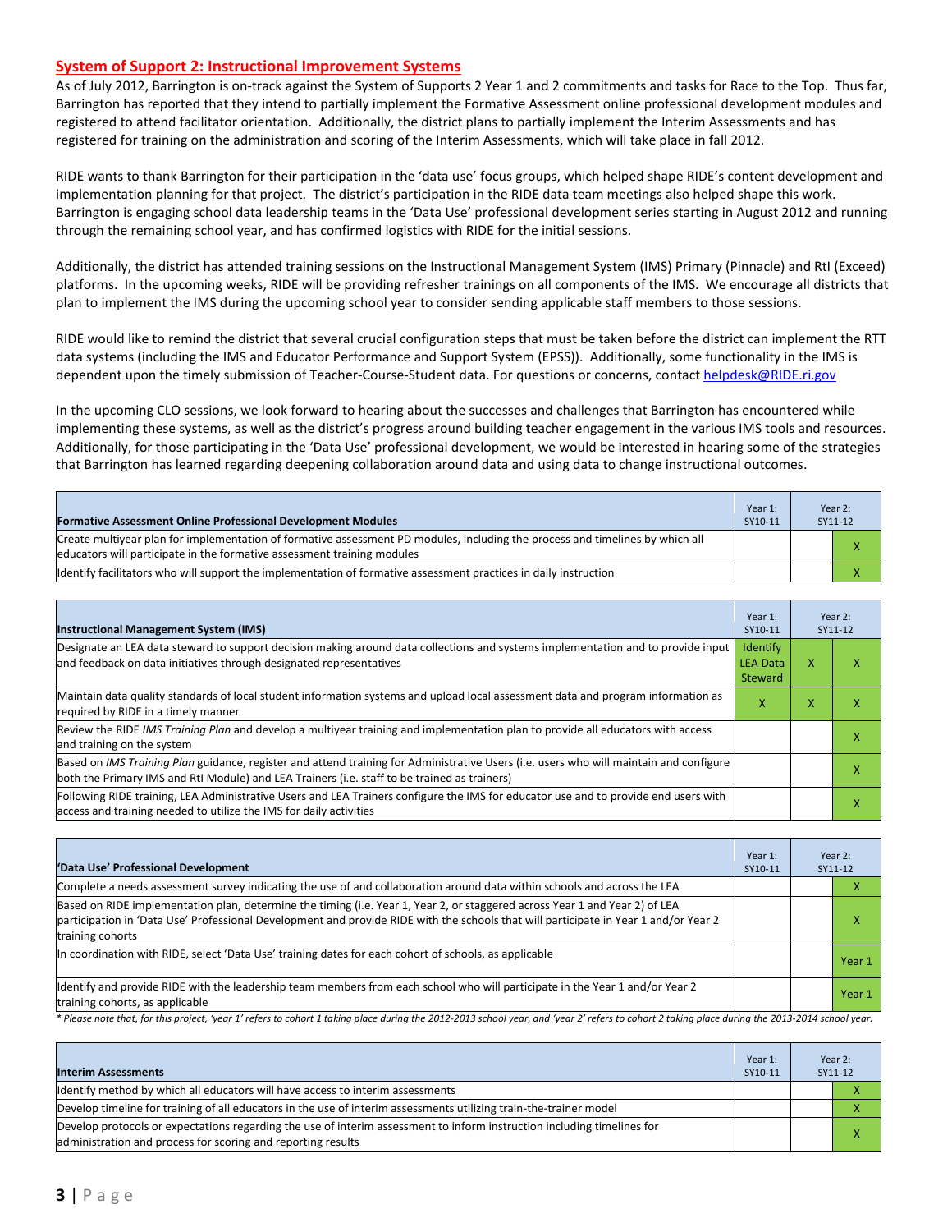## System of Support 2: Instructional Improvement Systems

As of July 2012, Barrington is on-track against the System of Supports 2 Year 1 and 2 commitments and tasks for Race to the Top. Thus far, Barrington has reported that they intend to partially implement the Formative Assessment online professional development modules and registered to attend facilitator orientation. Additionally, the district plans to partially implement the Interim Assessments and has registered for training on the administration and scoring of the Interim Assessments, which will take place in fall 2012.

RIDE wants to thank Barrington for their participation in the 'data use' focus groups, which helped shape RIDE's content development and implementation planning for that project. The district's participation in the RIDE data team meetings also helped shape this work. Barrington is engaging school data leadership teams in the 'Data Use' professional development series starting in August 2012 and running through the remaining school year, and has confirmed logistics with RIDE for the initial sessions.

Additionally, the district has attended training sessions on the Instructional Management System (IMS) Primary (Pinnacle) and RtI (Exceed) platforms. In the upcoming weeks, RIDE will be providing refresher trainings on all components of the IMS. We encourage all districts that plan to implement the IMS during the upcoming school year to consider sending applicable staff members to those sessions.

RIDE would like to remind the district that several crucial configuration steps that must be taken before the district can implement the RTT data systems (including the IMS and Educator Performance and Support System (EPSS)). Additionally, some functionality in the IMS is dependent upon the timely submission of Teacher-Course-Student data. For questions or concerns, contact helpdesk@RIDE.ri.gov

In the upcoming CLO sessions, we look forward to hearing about the successes and challenges that Barrington has encountered while implementing these systems, as well as the district's progress around building teacher engagement in the various IMS tools and resources. Additionally, for those participating in the 'Data Use' professional development, we would be interested in hearing some of the strategies that Barrington has learned regarding deepening collaboration around data and using data to change instructional outcomes.

| Formative Assessment Online Professional Development Modules | Year 1: SY10-11 | Year 2: SY11-12 | |
|---|---|---|---|
| Create multiyear plan for implementation of formative assessment PD modules, including the process and timelines by which all educators will participate in the formative assessment training modules | | | X |
| Identify facilitators who will support the implementation of formative assessment practices in daily instruction | | | X |

| Instructional Management System (IMS) | Year 1: SY10-11 | Year 2: SY11-12 | |
|---|---|---|---|
| Designate an LEA data steward to support decision making around data collections and systems implementation and to provide input and feedback on data initiatives through designated representatives | Identify LEA Data Steward | X | X |
| Maintain data quality standards of local student information systems and upload local assessment data and program information as required by RIDE in a timely manner | X | X | X |
| Review the RIDE *IMS Training Plan* and develop a multiyear training and implementation plan to provide all educators with access and training on the system | | | X |
| Based on *IMS Training Plan* guidance, register and attend training for Administrative Users (i.e. users who will maintain and configure both the Primary IMS and RtI Module) and LEA Trainers (i.e. staff to be trained as trainers) | | | X |
| Following RIDE training, LEA Administrative Users and LEA Trainers configure the IMS for educator use and to provide end users with access and training needed to utilize the IMS for daily activities | | | X |

| 'Data Use' Professional Development | Year 1: SY10-11 | Year 2: SY11-12 | |
|---|---|---|---|
| Complete a needs assessment survey indicating the use of and collaboration around data within schools and across the LEA | | | X |
| Based on RIDE implementation plan, determine the timing (i.e. Year 1, Year 2, or staggered across Year 1 and Year 2) of LEA participation in 'Data Use' Professional Development and provide RIDE with the schools that will participate in Year 1 and/or Year 2 training cohorts | | | X |
| In coordination with RIDE, select 'Data Use' training dates for each cohort of schools, as applicable | | | Year 1 |
| Identify and provide RIDE with the leadership team members from each school who will participate in the Year 1 and/or Year 2 training cohorts, as applicable | | | Year 1 |

*\* Please note that, for this project, 'year 1' refers to cohort 1 taking place during the 2012-2013 school year, and 'year 2' refers to cohort 2 taking place during the 2013-2014 school year.*

| Interim Assessments | Year 1: SY10-11 | Year 2: SY11-12 | |
|---|---|---|---|
| Identify method by which all educators will have access to interim assessments | | | X |
| Develop timeline for training of all educators in the use of interim assessments utilizing train-the-trainer model | | | X |
| Develop protocols or expectations regarding the use of interim assessment to inform instruction including timelines for administration and process for scoring and reporting results | | | X |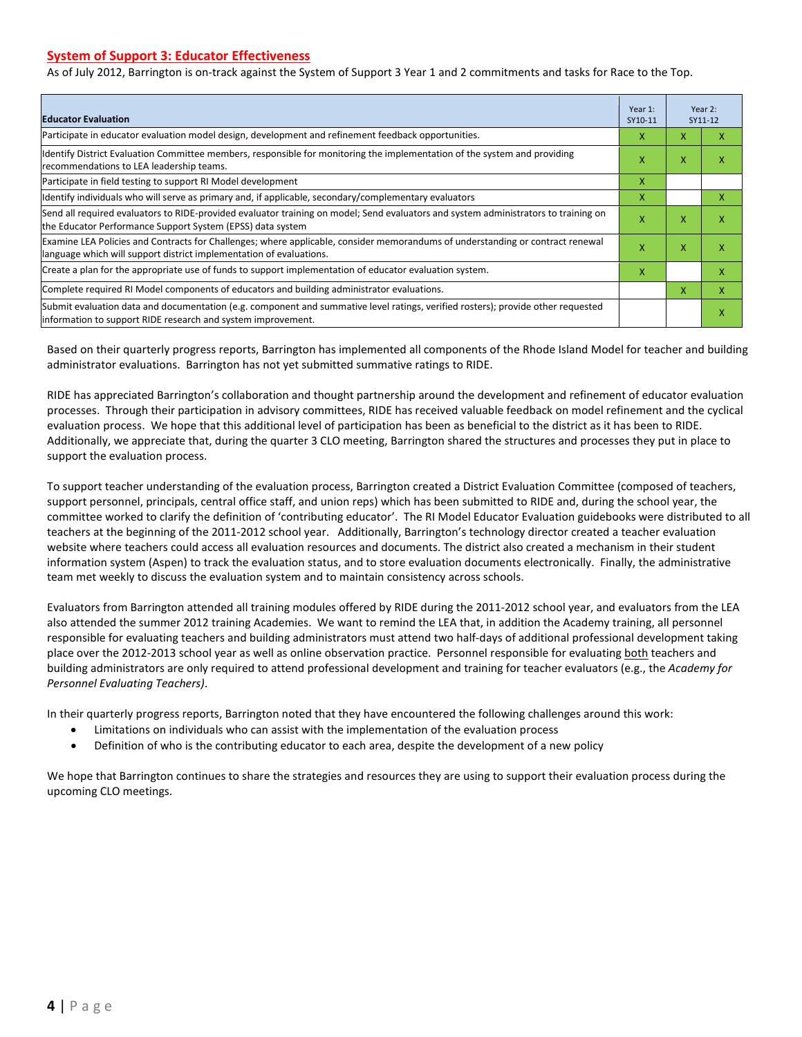## System of Support 3: Educator Effectiveness

As of July 2012, Barrington is on-track against the System of Support 3 Year 1 and 2 commitments and tasks for Race to the Top.

| Educator Evaluation | Year 1: SY10-11 | Year 2: SY11-12 | |
|---|---|---|---|
| Participate in educator evaluation model design, development and refinement feedback opportunities. | X | X | X |
| Identify District Evaluation Committee members, responsible for monitoring the implementation of the system and providing recommendations to LEA leadership teams. | X | X | X |
| Participate in field testing to support RI Model development | X | | |
| Identify individuals who will serve as primary and, if applicable, secondary/complementary evaluators | X | | X |
| Send all required evaluators to RIDE-provided evaluator training on model; Send evaluators and system administrators to training on the Educator Performance Support System (EPSS) data system | X | X | X |
| Examine LEA Policies and Contracts for Challenges; where applicable, consider memorandums of understanding or contract renewal language which will support district implementation of evaluations. | X | X | X |
| Create a plan for the appropriate use of funds to support implementation of educator evaluation system. | X | | X |
| Complete required RI Model components of educators and building administrator evaluations. | | X | X |
| Submit evaluation data and documentation (e.g. component and summative level ratings, verified rosters); provide other requested information to support RIDE research and system improvement. | | | X |

Based on their quarterly progress reports, Barrington has implemented all components of the Rhode Island Model for teacher and building administrator evaluations. Barrington has not yet submitted summative ratings to RIDE.

RIDE has appreciated Barrington's collaboration and thought partnership around the development and refinement of educator evaluation processes. Through their participation in advisory committees, RIDE has received valuable feedback on model refinement and the cyclical evaluation process. We hope that this additional level of participation has been as beneficial to the district as it has been to RIDE. Additionally, we appreciate that, during the quarter 3 CLO meeting, Barrington shared the structures and processes they put in place to support the evaluation process.

To support teacher understanding of the evaluation process, Barrington created a District Evaluation Committee (composed of teachers, support personnel, principals, central office staff, and union reps) which has been submitted to RIDE and, during the school year, the committee worked to clarify the definition of 'contributing educator'. The RI Model Educator Evaluation guidebooks were distributed to all teachers at the beginning of the 2011-2012 school year. Additionally, Barrington's technology director created a teacher evaluation website where teachers could access all evaluation resources and documents. The district also created a mechanism in their student information system (Aspen) to track the evaluation status, and to store evaluation documents electronically. Finally, the administrative team met weekly to discuss the evaluation system and to maintain consistency across schools.

Evaluators from Barrington attended all training modules offered by RIDE during the 2011-2012 school year, and evaluators from the LEA also attended the summer 2012 training Academies. We want to remind the LEA that, in addition the Academy training, all personnel responsible for evaluating teachers and building administrators must attend two half-days of additional professional development taking place over the 2012-2013 school year as well as online observation practice. Personnel responsible for evaluating both teachers and building administrators are only required to attend professional development and training for teacher evaluators (e.g., the *Academy for Personnel Evaluating Teachers)*.

In their quarterly progress reports, Barrington noted that they have encountered the following challenges around this work:

- Limitations on individuals who can assist with the implementation of the evaluation process
- Definition of who is the contributing educator to each area, despite the development of a new policy

We hope that Barrington continues to share the strategies and resources they are using to support their evaluation process during the upcoming CLO meetings.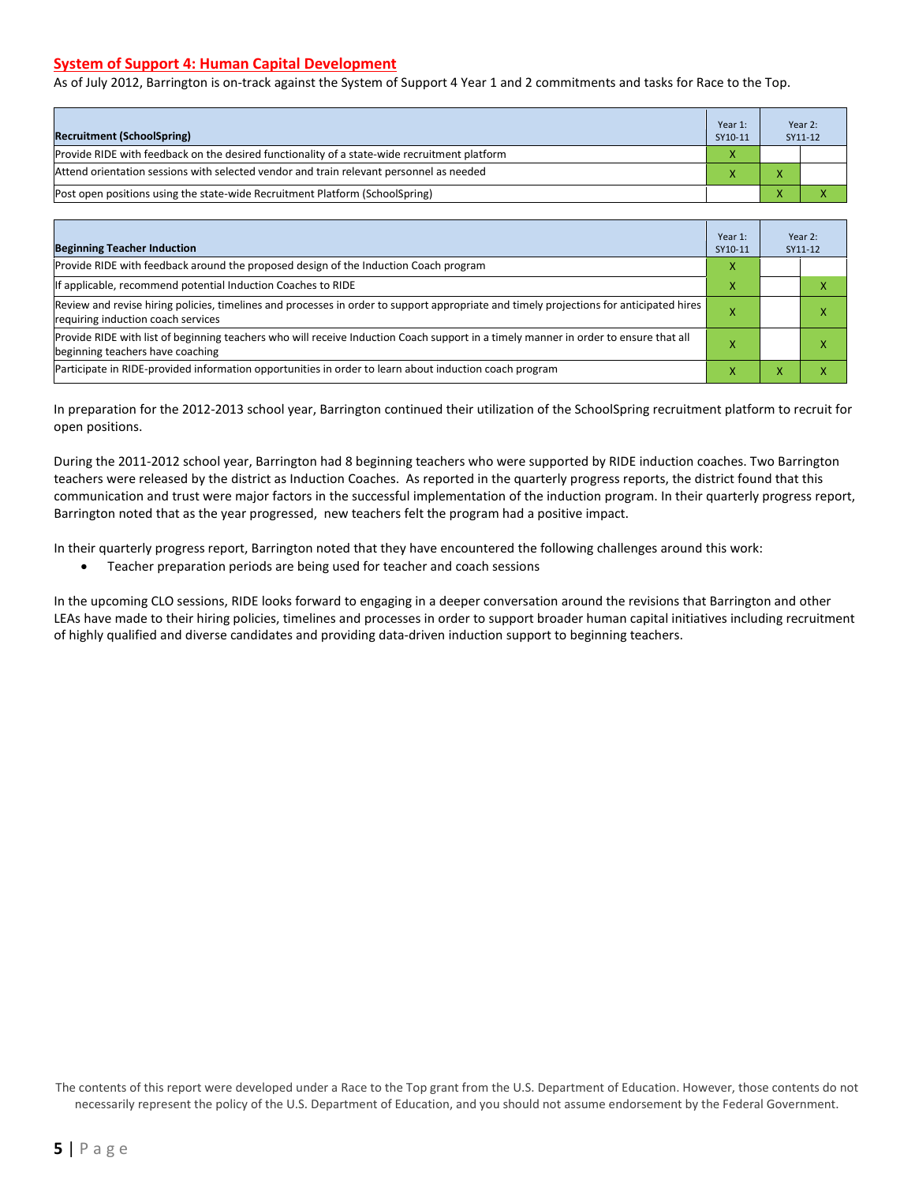## System of Support 4: Human Capital Development

As of July 2012, Barrington is on-track against the System of Support 4 Year 1 and 2 commitments and tasks for Race to the Top.

| Recruitment (SchoolSpring) | Year 1: SY10-11 | Year 2: SY11-12 | |
|---|---|---|---|
| Provide RIDE with feedback on the desired functionality of a state-wide recruitment platform | X | | |
| Attend orientation sessions with selected vendor and train relevant personnel as needed | X | X | |
| Post open positions using the state-wide Recruitment Platform (SchoolSpring) | | X | X |

| Beginning Teacher Induction | Year 1: SY10-11 | Year 2: SY11-12 | |
|---|---|---|---|
| Provide RIDE with feedback around the proposed design of the Induction Coach program | X | | |
| If applicable, recommend potential Induction Coaches to RIDE | X | | X |
| Review and revise hiring policies, timelines and processes in order to support appropriate and timely projections for anticipated hires requiring induction coach services | X | | X |
| Provide RIDE with list of beginning teachers who will receive Induction Coach support in a timely manner in order to ensure that all beginning teachers have coaching | X | | X |
| Participate in RIDE-provided information opportunities in order to learn about induction coach program | X | X | X |

In preparation for the 2012-2013 school year, Barrington continued their utilization of the SchoolSpring recruitment platform to recruit for open positions.

During the 2011-2012 school year, Barrington had 8 beginning teachers who were supported by RIDE induction coaches. Two Barrington teachers were released by the district as Induction Coaches. As reported in the quarterly progress reports, the district found that this communication and trust were major factors in the successful implementation of the induction program. In their quarterly progress report, Barrington noted that as the year progressed, new teachers felt the program had a positive impact.

In their quarterly progress report, Barrington noted that they have encountered the following challenges around this work:

- Teacher preparation periods are being used for teacher and coach sessions

In the upcoming CLO sessions, RIDE looks forward to engaging in a deeper conversation around the revisions that Barrington and other LEAs have made to their hiring policies, timelines and processes in order to support broader human capital initiatives including recruitment of highly qualified and diverse candidates and providing data-driven induction support to beginning teachers.

The contents of this report were developed under a Race to the Top grant from the U.S. Department of Education. However, those contents do not necessarily represent the policy of the U.S. Department of Education, and you should not assume endorsement by the Federal Government.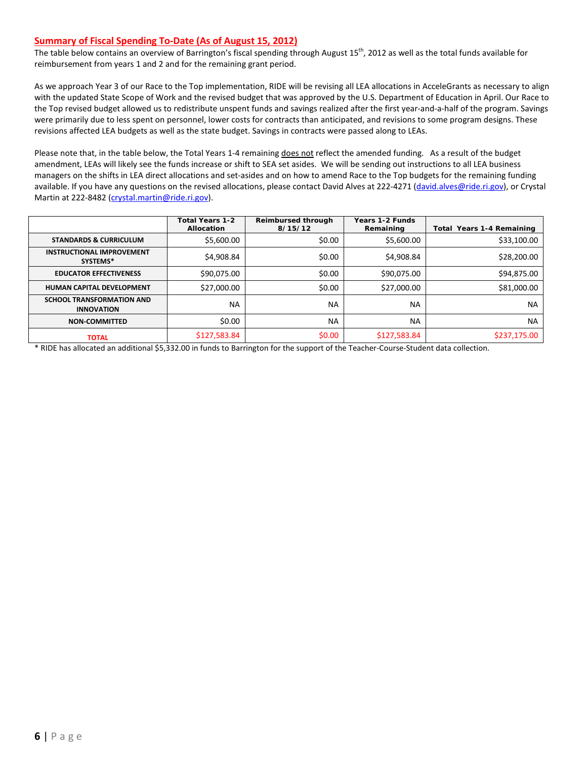## Summary of Fiscal Spending To-Date (As of August 15, 2012)

The table below contains an overview of Barrington's fiscal spending through August 15th, 2012 as well as the total funds available for reimbursement from years 1 and 2 and for the remaining grant period.

As we approach Year 3 of our Race to the Top implementation, RIDE will be revising all LEA allocations in AcceleGrants as necessary to align with the updated State Scope of Work and the revised budget that was approved by the U.S. Department of Education in April. Our Race to the Top revised budget allowed us to redistribute unspent funds and savings realized after the first year-and-a-half of the program. Savings were primarily due to less spent on personnel, lower costs for contracts than anticipated, and revisions to some program designs. These revisions affected LEA budgets as well as the state budget. Savings in contracts were passed along to LEAs.

Please note that, in the table below, the Total Years 1-4 remaining does not reflect the amended funding. As a result of the budget amendment, LEAs will likely see the funds increase or shift to SEA set asides. We will be sending out instructions to all LEA business managers on the shifts in LEA direct allocations and set-asides and on how to amend Race to the Top budgets for the remaining funding available. If you have any questions on the revised allocations, please contact David Alves at 222-4271 (david.alves@ride.ri.gov), or Crystal Martin at 222-8482 (crystal.martin@ride.ri.gov).

| | Total Years 1-2 Allocation | Reimbursed through 8/15/12 | Years 1-2 Funds Remaining | Total Years 1-4 Remaining |
|---|---|---|---|---|
| STANDARDS & CURRICULUM | $5,600.00 | $0.00 | $5,600.00 | $33,100.00 |
| INSTRUCTIONAL IMPROVEMENT SYSTEMS* | $4,908.84 | $0.00 | $4,908.84 | $28,200.00 |
| EDUCATOR EFFECTIVENESS | $90,075.00 | $0.00 | $90,075.00 | $94,875.00 |
| HUMAN CAPITAL DEVELOPMENT | $27,000.00 | $0.00 | $27,000.00 | $81,000.00 |
| SCHOOL TRANSFORMATION AND INNOVATION | NA | NA | NA | NA |
| NON-COMMITTED | $0.00 | NA | NA | NA |
| TOTAL | $127,583.84 | $0.00 | $127,583.84 | $237,175.00 |

* RIDE has allocated an additional $5,332.00 in funds to Barrington for the support of the Teacher-Course-Student data collection.